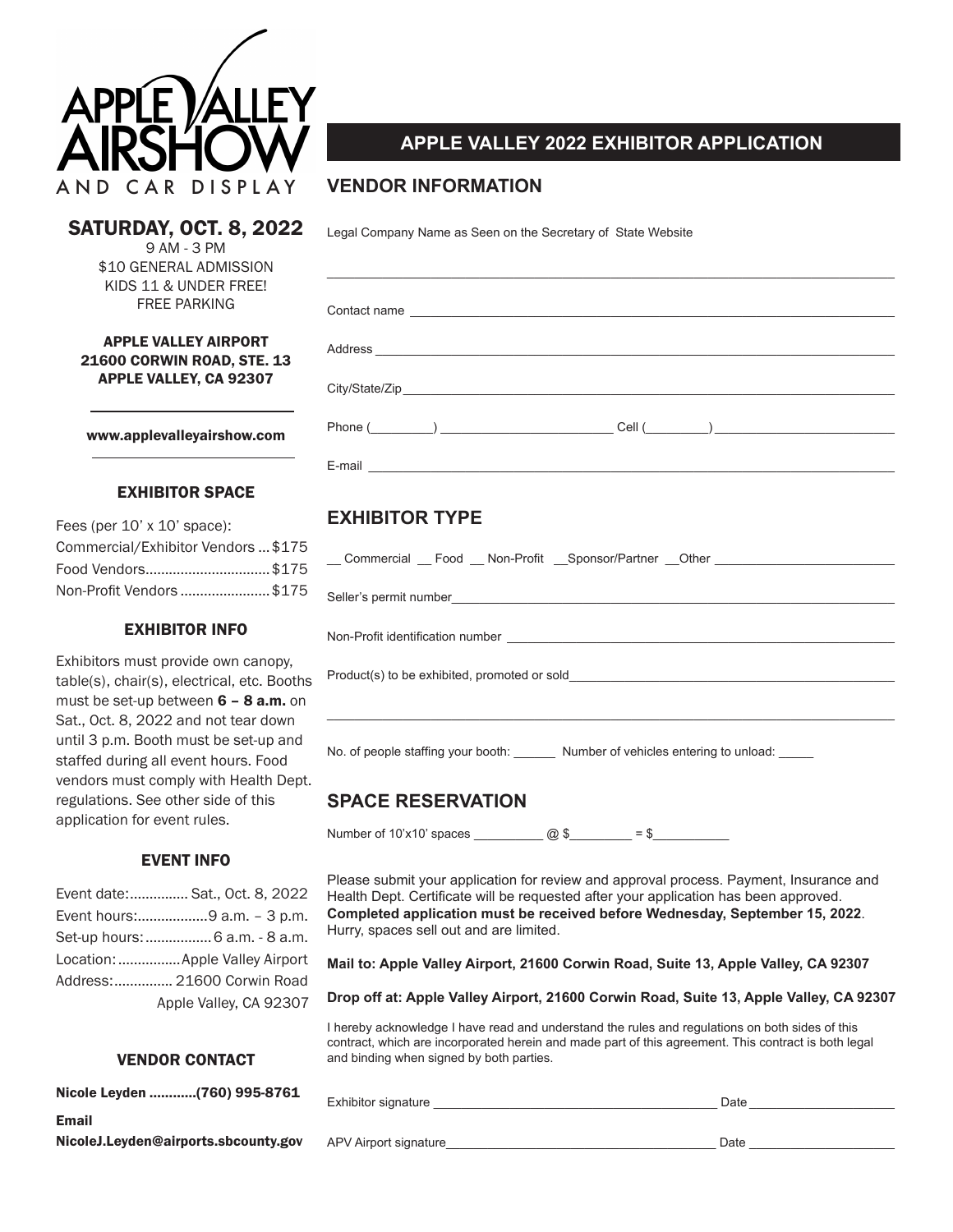# APPLE VALLEY AIRSHOW AND CAR DISPLAY

## SATURDAY, OCT. 8, 2022

9 AM - 3 PM
$10 GENERAL ADMISSION
KIDS 11 & UNDER FREE!
FREE PARKING

**APPLE VALLEY AIRPORT**
**21600 CORWIN ROAD, STE. 13**
**APPLE VALLEY, CA 92307**

**www.applevalleyairshow.com**

### EXHIBITOR SPACE

Fees (per 10' x 10' space):

| | |
|---|---|
| Commercial/Exhibitor Vendors | $175 |
| Food Vendors | $175 |
| Non-Profit Vendors | $175 |

### EXHIBITOR INFO

Exhibitors must provide own canopy, table(s), chair(s), electrical, etc. Booths must be set-up between **6 – 8 a.m.** on Sat., Oct. 8, 2022 and not tear down until 3 p.m. Booth must be set-up and staffed during all event hours. Food vendors must comply with Health Dept. regulations. See other side of this application for event rules.

### EVENT INFO

| | |
|---|---|
| Event date: | Sat., Oct. 8, 2022 |
| Event hours: | 9 a.m. – 3 p.m. |
| Set-up hours: | 6 a.m. - 8 a.m. |
| Location: | Apple Valley Airport |
| Address: | 21600 Corwin Road Apple Valley, CA 92307 |

### VENDOR CONTACT

**Nicole Leyden ............(760) 995-8761**

**Email**
**NicoleJ.Leyden@airports.sbcounty.gov**

## APPLE VALLEY 2022 EXHIBITOR APPLICATION

## VENDOR INFORMATION

Legal Company Name as Seen on the Secretary of State Website

______________________________________________

Contact name ______________________________________________

Address ______________________________________________

City/State/Zip ______________________________________________

Phone (_________) ______________________ Cell (_________) ______________________

E-mail ______________________________________________

## EXHIBITOR TYPE

__ Commercial __ Food __ Non-Profit __Sponsor/Partner __Other ______________________

Seller's permit number______________________________________________

Non-Profit identification number ______________________________________________

Product(s) to be exhibited, promoted or sold______________________________________________

______________________________________________

No. of people staffing your booth: ______ Number of vehicles entering to unload: _____

## SPACE RESERVATION

Number of 10'x10' spaces __________ @ $_________ = $___________

Please submit your application for review and approval process. Payment, Insurance and Health Dept. Certificate will be requested after your application has been approved. **Completed application must be received before Wednesday, September 15, 2022**. Hurry, spaces sell out and are limited.

**Mail to: Apple Valley Airport, 21600 Corwin Road, Suite 13, Apple Valley, CA 92307**

**Drop off at: Apple Valley Airport, 21600 Corwin Road, Suite 13, Apple Valley, CA 92307**

I hereby acknowledge I have read and understand the rules and regulations on both sides of this contract, which are incorporated herein and made part of this agreement. This contract is both legal and binding when signed by both parties.

Exhibitor signature ________________________________________ Date ____________________

APV Airport signature________________________________________ Date ____________________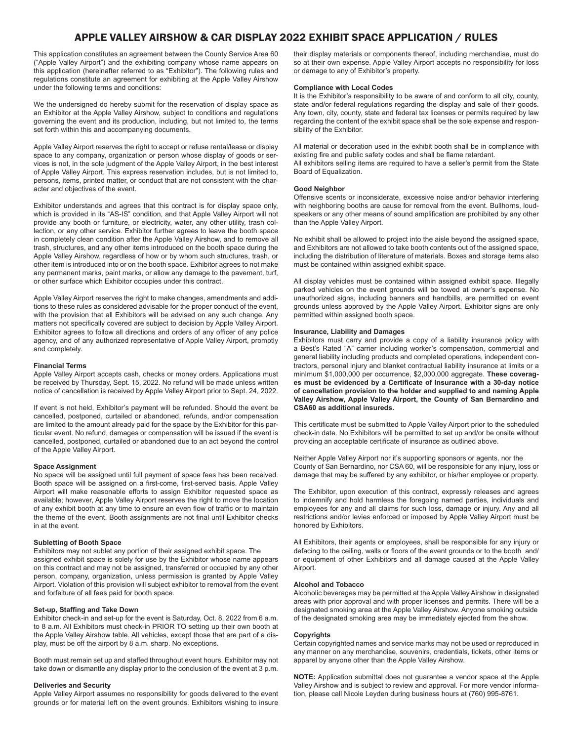# APPLE VALLEY AIRSHOW & CAR DISPLAY 2022 EXHIBIT SPACE APPLICATION / RULES

This application constitutes an agreement between the County Service Area 60 ("Apple Valley Airport") and the exhibiting company whose name appears on this application (hereinafter referred to as "Exhibitor"). The following rules and regulations constitute an agreement for exhibiting at the Apple Valley Airshow under the following terms and conditions:

We the undersigned do hereby submit for the reservation of display space as an Exhibitor at the Apple Valley Airshow, subject to conditions and regulations governing the event and its production, including, but not limited to, the terms set forth within this and accompanying documents.

Apple Valley Airport reserves the right to accept or refuse rental/lease or display space to any company, organization or person whose display of goods or services is not, in the sole judgment of the Apple Valley Airport, in the best interest of Apple Valley Airport. This express reservation includes, but is not limited to, persons, items, printed matter, or conduct that are not consistent with the character and objectives of the event.

Exhibitor understands and agrees that this contract is for display space only, which is provided in its "AS-IS" condition, and that Apple Valley Airport will not provide any booth or furniture, or electricity, water, any other utility, trash collection, or any other service. Exhibitor further agrees to leave the booth space in completely clean condition after the Apple Valley Airshow, and to remove all trash, structures, and any other items introduced on the booth space during the Apple Valley Airshow, regardless of how or by whom such structures, trash, or other item is introduced into or on the booth space. Exhibitor agrees to not make any permanent marks, paint marks, or allow any damage to the pavement, turf, or other surface which Exhibitor occupies under this contract.

Apple Valley Airport reserves the right to make changes, amendments and additions to these rules as considered advisable for the proper conduct of the event, with the provision that all Exhibitors will be advised on any such change. Any matters not specifically covered are subject to decision by Apple Valley Airport. Exhibitor agrees to follow all directions and orders of any officer of any police agency, and of any authorized representative of Apple Valley Airport, promptly and completely.

**Financial Terms**

Apple Valley Airport accepts cash, checks or money orders. Applications must be received by Thursday, Sept. 15, 2022. No refund will be made unless written notice of cancellation is received by Apple Valley Airport prior to Sept. 24, 2022.

If event is not held, Exhibitor's payment will be refunded. Should the event be cancelled, postponed, curtailed or abandoned, refunds, and/or compensation are limited to the amount already paid for the space by the Exhibitor for this particular event. No refund, damages or compensation will be issued if the event is cancelled, postponed, curtailed or abandoned due to an act beyond the control of the Apple Valley Airport.

**Space Assignment**

No space will be assigned until full payment of space fees has been received. Booth space will be assigned on a first-come, first-served basis. Apple Valley Airport will make reasonable efforts to assign Exhibitor requested space as available; however, Apple Valley Airport reserves the right to move the location of any exhibit booth at any time to ensure an even flow of traffic or to maintain the theme of the event. Booth assignments are not final until Exhibitor checks in at the event.

**Subletting of Booth Space**

Exhibitors may not sublet any portion of their assigned exhibit space. The assigned exhibit space is solely for use by the Exhibitor whose name appears on this contract and may not be assigned, transferred or occupied by any other person, company, organization, unless permission is granted by Apple Valley Airport. Violation of this provision will subject exhibitor to removal from the event and forfeiture of all fees paid for booth space.

**Set-up, Staffing and Take Down**

Exhibitor check-in and set-up for the event is Saturday, Oct. 8, 2022 from 6 a.m. to 8 a.m. All Exhibitors must check-in PRIOR TO setting up their own booth at the Apple Valley Airshow table. All vehicles, except those that are part of a display, must be off the airport by 8 a.m. sharp. No exceptions.

Booth must remain set up and staffed throughout event hours. Exhibitor may not take down or dismantle any display prior to the conclusion of the event at 3 p.m.

**Deliveries and Security**

Apple Valley Airport assumes no responsibility for goods delivered to the event grounds or for material left on the event grounds. Exhibitors wishing to insure their display materials or components thereof, including merchandise, must do so at their own expense. Apple Valley Airport accepts no responsibility for loss or damage to any of Exhibitor's property.

**Compliance with Local Codes**

It is the Exhibitor's responsibility to be aware of and conform to all city, county, state and/or federal regulations regarding the display and sale of their goods. Any town, city, county, state and federal tax licenses or permits required by law regarding the content of the exhibit space shall be the sole expense and responsibility of the Exhibitor.

All material or decoration used in the exhibit booth shall be in compliance with existing fire and public safety codes and shall be flame retardant.
All exhibitors selling items are required to have a seller's permit from the State Board of Equalization.

**Good Neighbor**

Offensive scents or inconsiderate, excessive noise and/or behavior interfering with neighboring booths are cause for removal from the event. Bullhorns, loudspeakers or any other means of sound amplification are prohibited by any other than the Apple Valley Airport.

No exhibit shall be allowed to project into the aisle beyond the assigned space, and Exhibitors are not allowed to take booth contents out of the assigned space, including the distribution of literature of materials. Boxes and storage items also must be contained within assigned exhibit space.

All display vehicles must be contained within assigned exhibit space. Illegally parked vehicles on the event grounds will be towed at owner's expense. No unauthorized signs, including banners and handbills, are permitted on event grounds unless approved by the Apple Valley Airport. Exhibitor signs are only permitted within assigned booth space.

**Insurance, Liability and Damages**

Exhibitors must carry and provide a copy of a liability insurance policy with a Best's Rated "A" carrier including worker's compensation, commercial and general liability including products and completed operations, independent contractors, personal injury and blanket contractual liability insurance at limits or a minImum $1,000,000 per occurrence, $2,000,000 aggregate. **These coverages must be evidenced by a Certificate of Insurance with a 30-day notice of cancellation provision to the holder and supplied to and naming Apple Valley Airshow, Apple Valley Airport, the County of San Bernardino and CSA60 as additional insureds.**

This certificate must be submitted to Apple Valley Airport prior to the scheduled check-in date. No Exhibitors will be permitted to set up and/or be onsite without providing an acceptable certificate of insurance as outlined above.

Neither Apple Valley Airport nor it's supporting sponsors or agents, nor the County of San Bernardino, nor CSA 60, will be responsible for any injury, loss or damage that may be suffered by any exhibitor, or his/her employee or property.

The Exhibitor, upon execution of this contract, expressly releases and agrees to indemnify and hold harmless the foregoing named parties, individuals and employees for any and all claims for such loss, damage or injury. Any and all restrictions and/or levies enforced or imposed by Apple Valley Airport must be honored by Exhibitors.

All Exhibitors, their agents or employees, shall be responsible for any injury or defacing to the ceiling, walls or floors of the event grounds or to the booth and/or equipment of other Exhibitors and all damage caused at the Apple Valley Airport.

**Alcohol and Tobacco**

Alcoholic beverages may be permitted at the Apple Valley Airshow in designated areas with prior approval and with proper licenses and permits. There will be a designated smoking area at the Apple Valley Airshow. Anyone smoking outside of the designated smoking area may be immediately ejected from the show.

**Copyrights**

Certain copyrighted names and service marks may not be used or reproduced in any manner on any merchandise, souvenirs, credentials, tickets, other items or apparel by anyone other than the Apple Valley Airshow.

**NOTE:** Application submittal does not guarantee a vendor space at the Apple Valley Airshow and is subject to review and approval. For more vendor information, please call Nicole Leyden during business hours at (760) 995-8761.